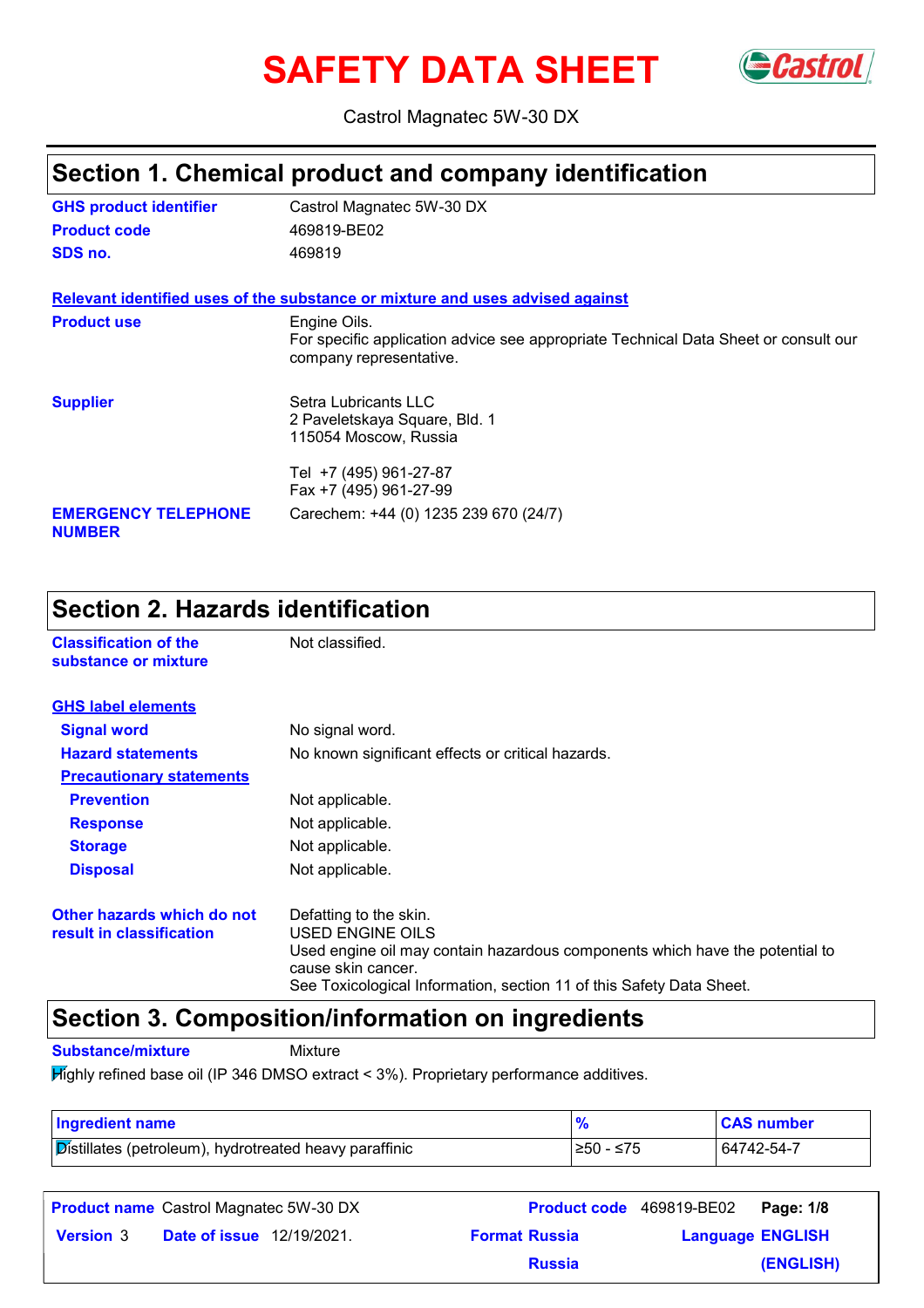# SAFETY DATA SHEET

Castrol Magnatec 5W-30 DX

## Section 1. Chemical product and company identification

**GHS product identifier** Castrol Magnatec 5W-30 DX

**Product code** 469819-BE02

**SDS no.** 469819

**Relevant identified uses of the substance or mixture and uses advised against**

**Product use** Engine Oils.
For specific application advice see appropriate Technical Data Sheet or consult our company representative.

**Supplier** Setra Lubricants LLC
2 Paveletskaya Square, Bld. 1
115054 Moscow, Russia

Tel +7 (495) 961-27-87
Fax +7 (495) 961-27-99

**EMERGENCY TELEPHONE NUMBER** Carechem: +44 (0) 1235 239 670 (24/7)

## Section 2. Hazards identification

**Classification of the substance or mixture** Not classified.

**GHS label elements**

**Signal word** No signal word.

**Hazard statements** No known significant effects or critical hazards.

**Precautionary statements**

**Prevention** Not applicable.

**Response** Not applicable.

**Storage** Not applicable.

**Disposal** Not applicable.

**Other hazards which do not result in classification** Defatting to the skin.
USED ENGINE OILS
Used engine oil may contain hazardous components which have the potential to cause skin cancer.
See Toxicological Information, section 11 of this Safety Data Sheet.

## Section 3. Composition/information on ingredients

**Substance/mixture** Mixture

Highly refined base oil (IP 346 DMSO extract < 3%). Proprietary performance additives.

| Ingredient name | % | CAS number |
|---|---|---|
| Distillates (petroleum), hydrotreated heavy paraffinic | ≥50 - ≤75 | 64742-54-7 |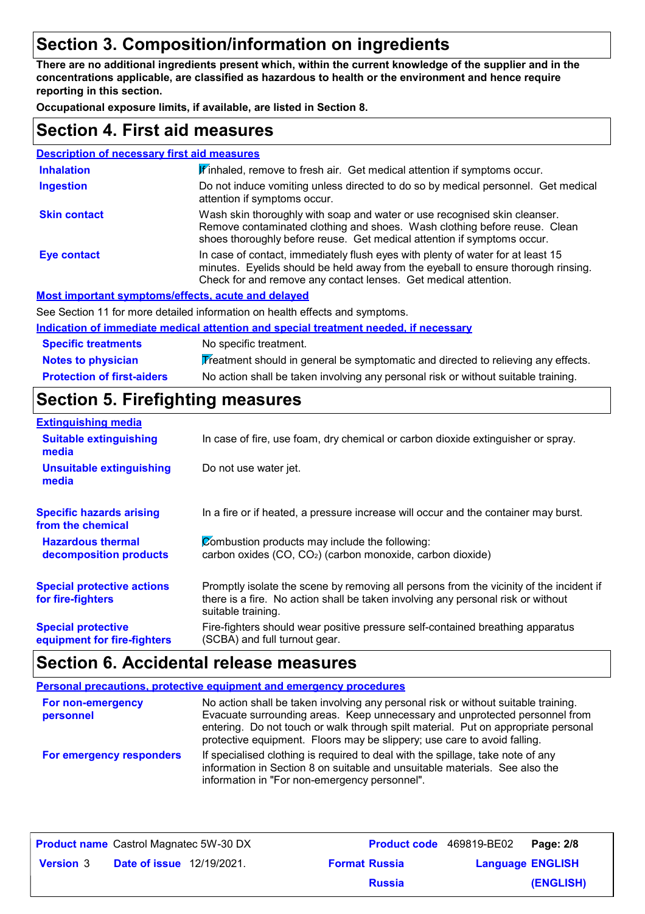## Section 3. Composition/information on ingredients

**There are no additional ingredients present which, within the current knowledge of the supplier and in the concentrations applicable, are classified as hazardous to health or the environment and hence require reporting in this section.**

**Occupational exposure limits, if available, are listed in Section 8.**

## Section 4. First aid measures

### Description of necessary first aid measures

| | |
|---|---|
| **Inhalation** | If inhaled, remove to fresh air. Get medical attention if symptoms occur. |
| **Ingestion** | Do not induce vomiting unless directed to do so by medical personnel. Get medical attention if symptoms occur. |
| **Skin contact** | Wash skin thoroughly with soap and water or use recognised skin cleanser. Remove contaminated clothing and shoes. Wash clothing before reuse. Clean shoes thoroughly before reuse. Get medical attention if symptoms occur. |
| **Eye contact** | In case of contact, immediately flush eyes with plenty of water for at least 15 minutes. Eyelids should be held away from the eyeball to ensure thorough rinsing. Check for and remove any contact lenses. Get medical attention. |

### Most important symptoms/effects, acute and delayed

See Section 11 for more detailed information on health effects and symptoms.

### Indication of immediate medical attention and special treatment needed, if necessary

| | |
|---|---|
| **Specific treatments** | No specific treatment. |
| **Notes to physician** | Treatment should in general be symptomatic and directed to relieving any effects. |
| **Protection of first-aiders** | No action shall be taken involving any personal risk or without suitable training. |

## Section 5. Firefighting measures

### Extinguishing media

| | |
|---|---|
| **Suitable extinguishing media** | In case of fire, use foam, dry chemical or carbon dioxide extinguisher or spray. |
| **Unsuitable extinguishing media** | Do not use water jet. |
| **Specific hazards arising from the chemical** | In a fire or if heated, a pressure increase will occur and the container may burst. |
| **Hazardous thermal decomposition products** | Combustion products may include the following: carbon oxides (CO, $CO_2$) (carbon monoxide, carbon dioxide) |
| **Special protective actions for fire-fighters** | Promptly isolate the scene by removing all persons from the vicinity of the incident if there is a fire. No action shall be taken involving any personal risk or without suitable training. |
| **Special protective equipment for fire-fighters** | Fire-fighters should wear positive pressure self-contained breathing apparatus (SCBA) and full turnout gear. |

## Section 6. Accidental release measures

### Personal precautions, protective equipment and emergency procedures

| | |
|---|---|
| **For non-emergency personnel** | No action shall be taken involving any personal risk or without suitable training. Evacuate surrounding areas. Keep unnecessary and unprotected personnel from entering. Do not touch or walk through spilt material. Put on appropriate personal protective equipment. Floors may be slippery; use care to avoid falling. |
| **For emergency responders** | If specialised clothing is required to deal with the spillage, take note of any information in Section 8 on suitable and unsuitable materials. See also the information in "For non-emergency personnel". |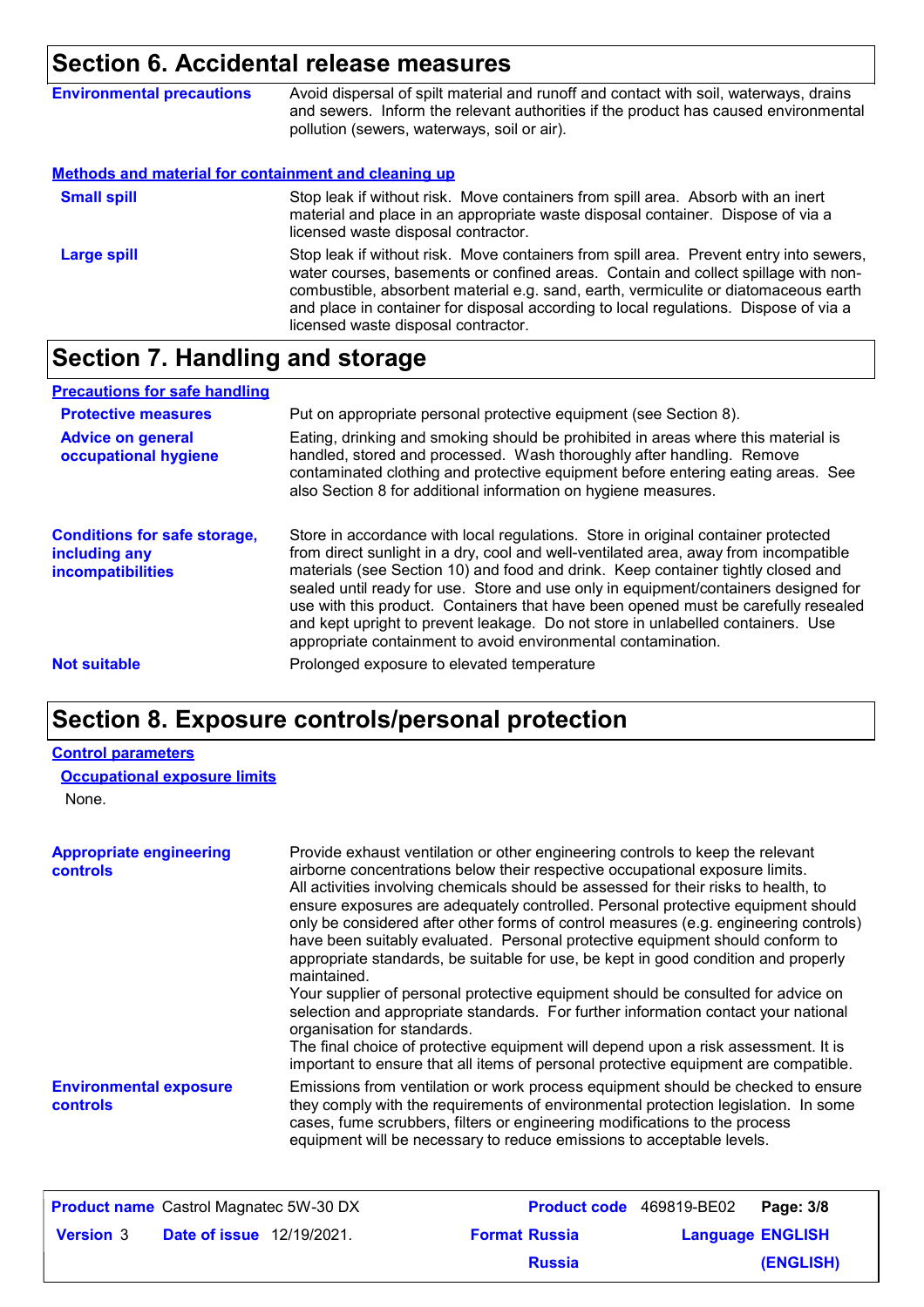## Section 6. Accidental release measures

**Environmental precautions**

Avoid dispersal of spilt material and runoff and contact with soil, waterways, drains and sewers. Inform the relevant authorities if the product has caused environmental pollution (sewers, waterways, soil or air).

### Methods and material for containment and cleaning up

**Small spill**

Stop leak if without risk. Move containers from spill area. Absorb with an inert material and place in an appropriate waste disposal container. Dispose of via a licensed waste disposal contractor.

**Large spill**

Stop leak if without risk. Move containers from spill area. Prevent entry into sewers, water courses, basements or confined areas. Contain and collect spillage with non-combustible, absorbent material e.g. sand, earth, vermiculite or diatomaceous earth and place in container for disposal according to local regulations. Dispose of via a licensed waste disposal contractor.

## Section 7. Handling and storage

### Precautions for safe handling

**Protective measures**

Put on appropriate personal protective equipment (see Section 8).

**Advice on general occupational hygiene**

Eating, drinking and smoking should be prohibited in areas where this material is handled, stored and processed. Wash thoroughly after handling. Remove contaminated clothing and protective equipment before entering eating areas. See also Section 8 for additional information on hygiene measures.

**Conditions for safe storage, including any incompatibilities**

Store in accordance with local regulations. Store in original container protected from direct sunlight in a dry, cool and well-ventilated area, away from incompatible materials (see Section 10) and food and drink. Keep container tightly closed and sealed until ready for use. Store and use only in equipment/containers designed for use with this product. Containers that have been opened must be carefully resealed and kept upright to prevent leakage. Do not store in unlabelled containers. Use appropriate containment to avoid environmental contamination.

**Not suitable**

Prolonged exposure to elevated temperature

## Section 8. Exposure controls/personal protection

### Control parameters

#### Occupational exposure limits

None.

**Appropriate engineering controls**

Provide exhaust ventilation or other engineering controls to keep the relevant airborne concentrations below their respective occupational exposure limits.
All activities involving chemicals should be assessed for their risks to health, to ensure exposures are adequately controlled. Personal protective equipment should only be considered after other forms of control measures (e.g. engineering controls) have been suitably evaluated. Personal protective equipment should conform to appropriate standards, be suitable for use, be kept in good condition and properly maintained.
Your supplier of personal protective equipment should be consulted for advice on selection and appropriate standards. For further information contact your national organisation for standards.
The final choice of protective equipment will depend upon a risk assessment. It is important to ensure that all items of personal protective equipment are compatible.

**Environmental exposure controls**

Emissions from ventilation or work process equipment should be checked to ensure they comply with the requirements of environmental protection legislation. In some cases, fume scrubbers, filters or engineering modifications to the process equipment will be necessary to reduce emissions to acceptable levels.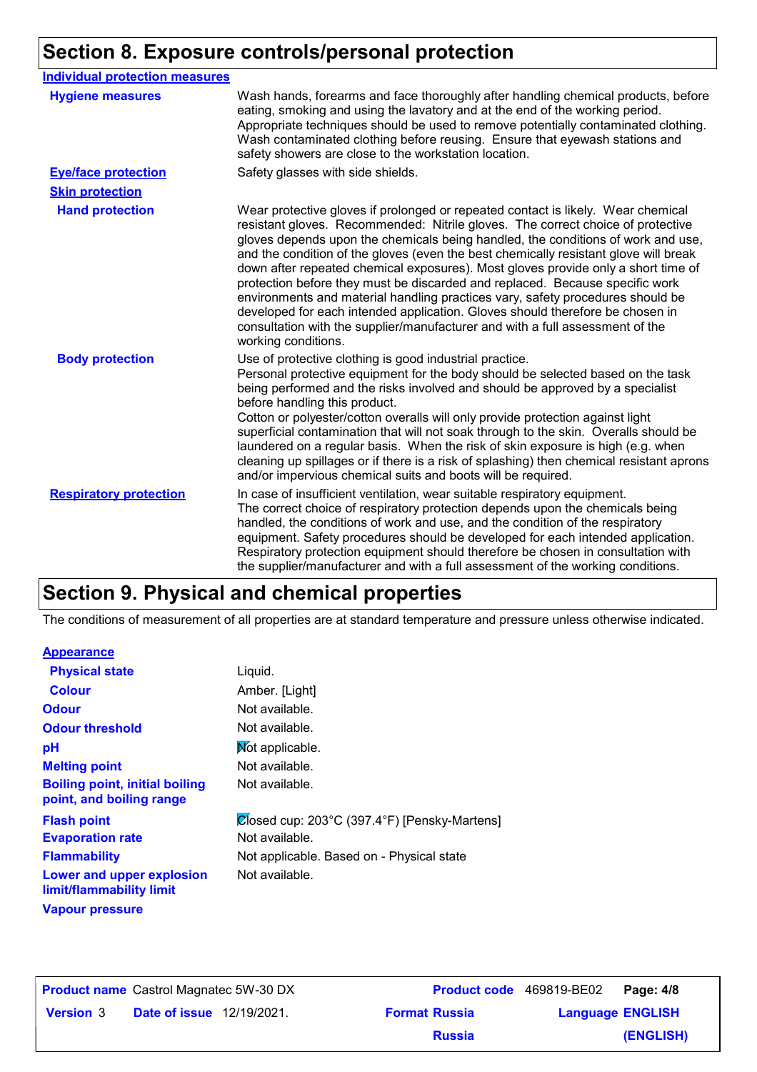## Section 8. Exposure controls/personal protection

**Individual protection measures**

| | |
|---|---|
| **Hygiene measures** | Wash hands, forearms and face thoroughly after handling chemical products, before eating, smoking and using the lavatory and at the end of the working period. Appropriate techniques should be used to remove potentially contaminated clothing. Wash contaminated clothing before reusing. Ensure that eyewash stations and safety showers are close to the workstation location. |
| **Eye/face protection** | Safety glasses with side shields. |
| **Skin protection** | |
| **Hand protection** | Wear protective gloves if prolonged or repeated contact is likely. Wear chemical resistant gloves. Recommended: Nitrile gloves. The correct choice of protective gloves depends upon the chemicals being handled, the conditions of work and use, and the condition of the gloves (even the best chemically resistant glove will break down after repeated chemical exposures). Most gloves provide only a short time of protection before they must be discarded and replaced. Because specific work environments and material handling practices vary, safety procedures should be developed for each intended application. Gloves should therefore be chosen in consultation with the supplier/manufacturer and with a full assessment of the working conditions. |
| **Body protection** | Use of protective clothing is good industrial practice. Personal protective equipment for the body should be selected based on the task being performed and the risks involved and should be approved by a specialist before handling this product. Cotton or polyester/cotton overalls will only provide protection against light superficial contamination that will not soak through to the skin. Overalls should be laundered on a regular basis. When the risk of skin exposure is high (e.g. when cleaning up spillages or if there is a risk of splashing) then chemical resistant aprons and/or impervious chemical suits and boots will be required. |
| **Respiratory protection** | In case of insufficient ventilation, wear suitable respiratory equipment. The correct choice of respiratory protection depends upon the chemicals being handled, the conditions of work and use, and the condition of the respiratory equipment. Safety procedures should be developed for each intended application. Respiratory protection equipment should therefore be chosen in consultation with the supplier/manufacturer and with a full assessment of the working conditions. |

## Section 9. Physical and chemical properties

The conditions of measurement of all properties are at standard temperature and pressure unless otherwise indicated.

**Appearance**

| | |
|---|---|
| **Physical state** | Liquid. |
| **Colour** | Amber. [Light] |
| **Odour** | Not available. |
| **Odour threshold** | Not available. |
| **pH** | Not applicable. |
| **Melting point** | Not available. |
| **Boiling point, initial boiling point, and boiling range** | Not available. |
| **Flash point** | Closed cup: 203°C (397.4°F) [Pensky-Martens] |
| **Evaporation rate** | Not available. |
| **Flammability** | Not applicable. Based on - Physical state |
| **Lower and upper explosion limit/flammability limit** | Not available. |
| **Vapour pressure** | |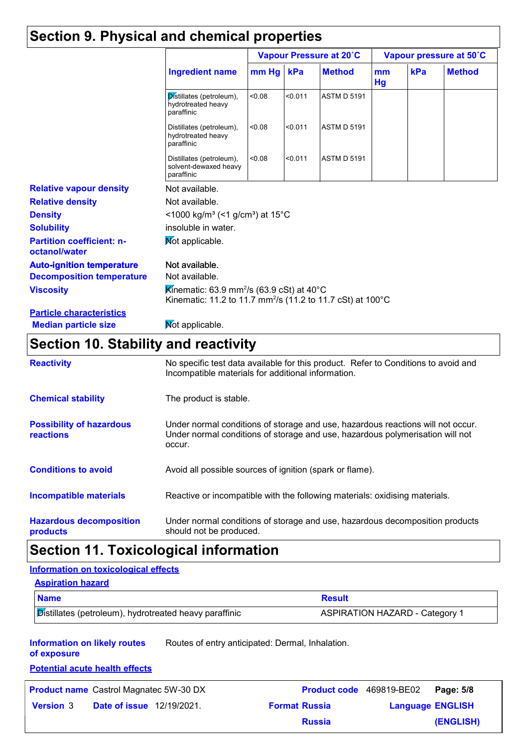## Section 9. Physical and chemical properties

| Ingredient name | Vapour Pressure at 20˚C | | | Vapour pressure at 50˚C | | |
|---|---|---|---|---|---|---|
| | mm Hg | kPa | Method | mm Hg | kPa | Method |
| Distillates (petroleum), hydrotreated heavy paraffinic | <0.08 | <0.011 | ASTM D 5191 | | | |
| Distillates (petroleum), hydrotreated heavy paraffinic | <0.08 | <0.011 | ASTM D 5191 | | | |
| Distillates (petroleum), solvent-dewaxed heavy paraffinic | <0.08 | <0.011 | ASTM D 5191 | | | |

**Relative vapour density** Not available.

**Relative density** Not available.

**Density** <1000 kg/m³ (<1 g/cm³) at 15°C

**Solubility** insoluble in water.

**Partition coefficient: n-octanol/water** Not applicable.

**Auto-ignition temperature** Not available.

**Decomposition temperature** Not available.

**Viscosity** Kinematic: 63.9 mm²/s (63.9 cSt) at 40°C
Kinematic: 11.2 to 11.7 mm²/s (11.2 to 11.7 cSt) at 100°C

**Particle characteristics**

**Median particle size** Not applicable.

## Section 10. Stability and reactivity

**Reactivity** No specific test data available for this product. Refer to Conditions to avoid and Incompatible materials for additional information.

**Chemical stability** The product is stable.

**Possibility of hazardous reactions** Under normal conditions of storage and use, hazardous reactions will not occur. Under normal conditions of storage and use, hazardous polymerisation will not occur.

**Conditions to avoid** Avoid all possible sources of ignition (spark or flame).

**Incompatible materials** Reactive or incompatible with the following materials: oxidising materials.

**Hazardous decomposition products** Under normal conditions of storage and use, hazardous decomposition products should not be produced.

## Section 11. Toxicological information

**Information on toxicological effects**

**Aspiration hazard**

| Name | Result |
|---|---|
| Distillates (petroleum), hydrotreated heavy paraffinic | ASPIRATION HAZARD - Category 1 |

**Information on likely routes of exposure** Routes of entry anticipated: Dermal, Inhalation.

**Potential acute health effects**

| **Product name** Castrol Magnatec 5W-30 DX | **Product code** 469819-BE02 |
|---|---|
| **Version** 3 **Date of issue** 12/19/2021. | **Format** Russia Russia **Language** ENGLISH (ENGLISH) |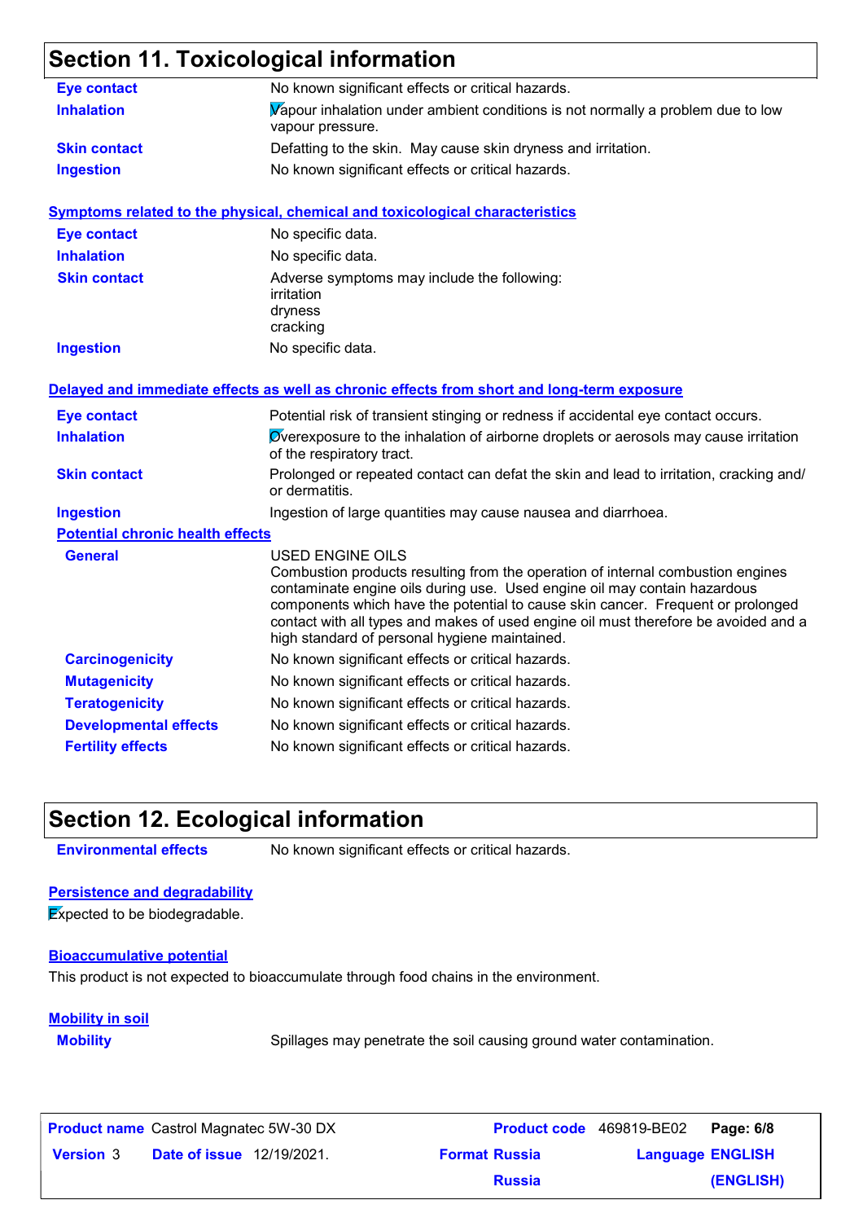## Section 11. Toxicological information

| | |
|---|---|
| **Eye contact** | No known significant effects or critical hazards. |
| **Inhalation** | Vapour inhalation under ambient conditions is not normally a problem due to low vapour pressure. |
| **Skin contact** | Defatting to the skin. May cause skin dryness and irritation. |
| **Ingestion** | No known significant effects or critical hazards. |

### Symptoms related to the physical, chemical and toxicological characteristics

| | |
|---|---|
| **Eye contact** | No specific data. |
| **Inhalation** | No specific data. |
| **Skin contact** | Adverse symptoms may include the following: irritation dryness cracking |
| **Ingestion** | No specific data. |

### Delayed and immediate effects as well as chronic effects from short and long-term exposure

| | |
|---|---|
| **Eye contact** | Potential risk of transient stinging or redness if accidental eye contact occurs. |
| **Inhalation** | Overexposure to the inhalation of airborne droplets or aerosols may cause irritation of the respiratory tract. |
| **Skin contact** | Prolonged or repeated contact can defat the skin and lead to irritation, cracking and/ or dermatitis. |
| **Ingestion** | Ingestion of large quantities may cause nausea and diarrhoea. |

#### Potential chronic health effects

| | |
|---|---|
| **General** | USED ENGINE OILS<br>Combustion products resulting from the operation of internal combustion engines contaminate engine oils during use. Used engine oil may contain hazardous components which have the potential to cause skin cancer. Frequent or prolonged contact with all types and makes of used engine oil must therefore be avoided and a high standard of personal hygiene maintained. |
| **Carcinogenicity** | No known significant effects or critical hazards. |
| **Mutagenicity** | No known significant effects or critical hazards. |
| **Teratogenicity** | No known significant effects or critical hazards. |
| **Developmental effects** | No known significant effects or critical hazards. |
| **Fertility effects** | No known significant effects or critical hazards. |

## Section 12. Ecological information

| | |
|---|---|
| **Environmental effects** | No known significant effects or critical hazards. |

### Persistence and degradability

Expected to be biodegradable.

### Bioaccumulative potential

This product is not expected to bioaccumulate through food chains in the environment.

### Mobility in soil

| | |
|---|---|
| **Mobility** | Spillages may penetrate the soil causing ground water contamination. |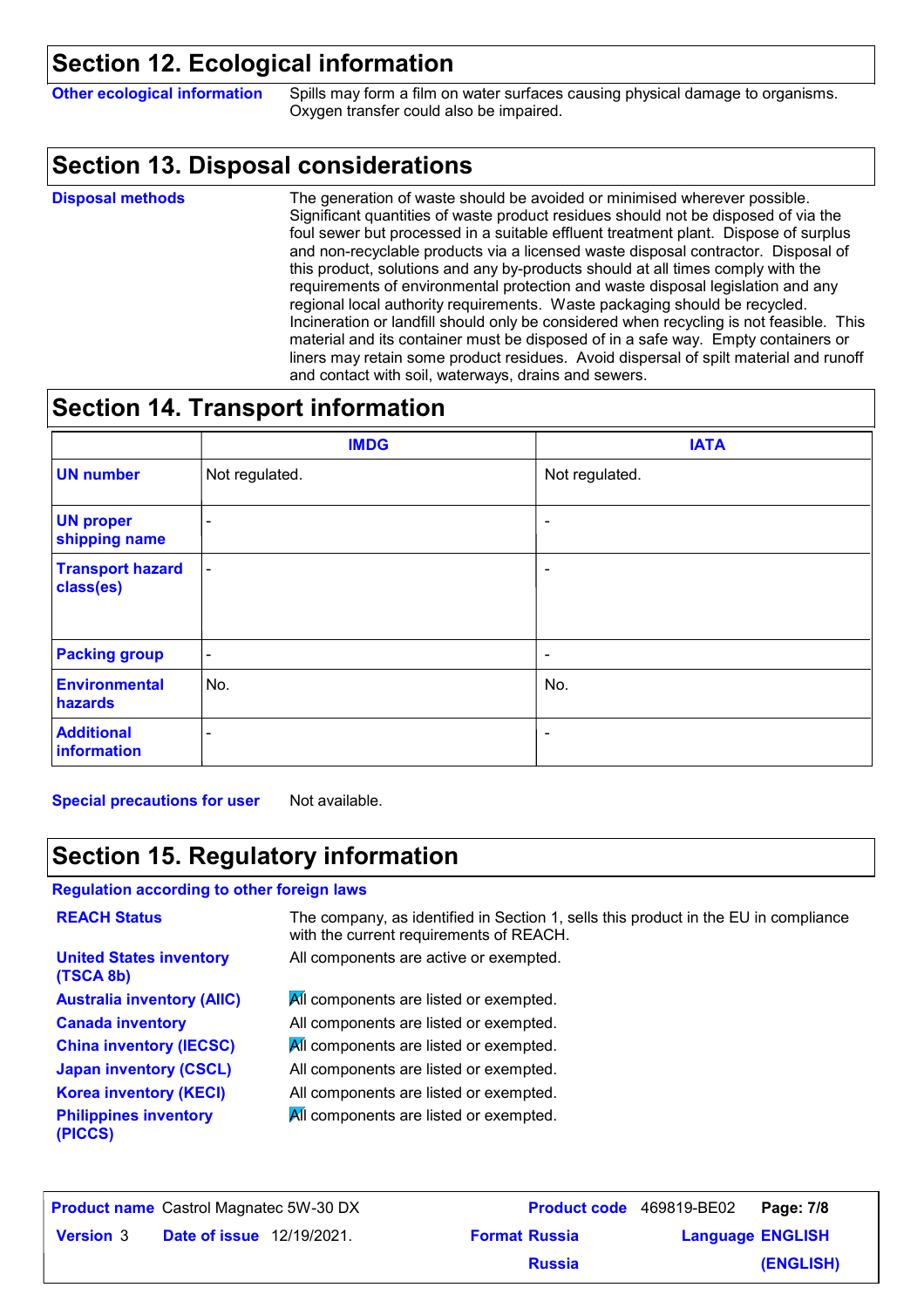## Section 12. Ecological information

**Other ecological information** Spills may form a film on water surfaces causing physical damage to organisms. Oxygen transfer could also be impaired.

## Section 13. Disposal considerations

**Disposal methods** The generation of waste should be avoided or minimised wherever possible. Significant quantities of waste product residues should not be disposed of via the foul sewer but processed in a suitable effluent treatment plant. Dispose of surplus and non-recyclable products via a licensed waste disposal contractor. Disposal of this product, solutions and any by-products should at all times comply with the requirements of environmental protection and waste disposal legislation and any regional local authority requirements. Waste packaging should be recycled. Incineration or landfill should only be considered when recycling is not feasible. This material and its container must be disposed of in a safe way. Empty containers or liners may retain some product residues. Avoid dispersal of spilt material and runoff and contact with soil, waterways, drains and sewers.

## Section 14. Transport information

| | IMDG | IATA |
|---|---|---|
| UN number | Not regulated. | Not regulated. |
| UN proper shipping name | - | - |
| Transport hazard class(es) | - | - |
| Packing group | - | - |
| Environmental hazards | No. | No. |
| Additional information | - | - |

**Special precautions for user** Not available.

## Section 15. Regulatory information

**Regulation according to other foreign laws**

**REACH Status** The company, as identified in Section 1, sells this product in the EU in compliance with the current requirements of REACH.

**United States inventory (TSCA 8b)** All components are active or exempted.

**Australia inventory (AIIC)** All components are listed or exempted.

**Canada inventory** All components are listed or exempted.

**China inventory (IECSC)** All components are listed or exempted.

**Japan inventory (CSCL)** All components are listed or exempted.

**Korea inventory (KECI)** All components are listed or exempted.

**Philippines inventory (PICCS)** All components are listed or exempted.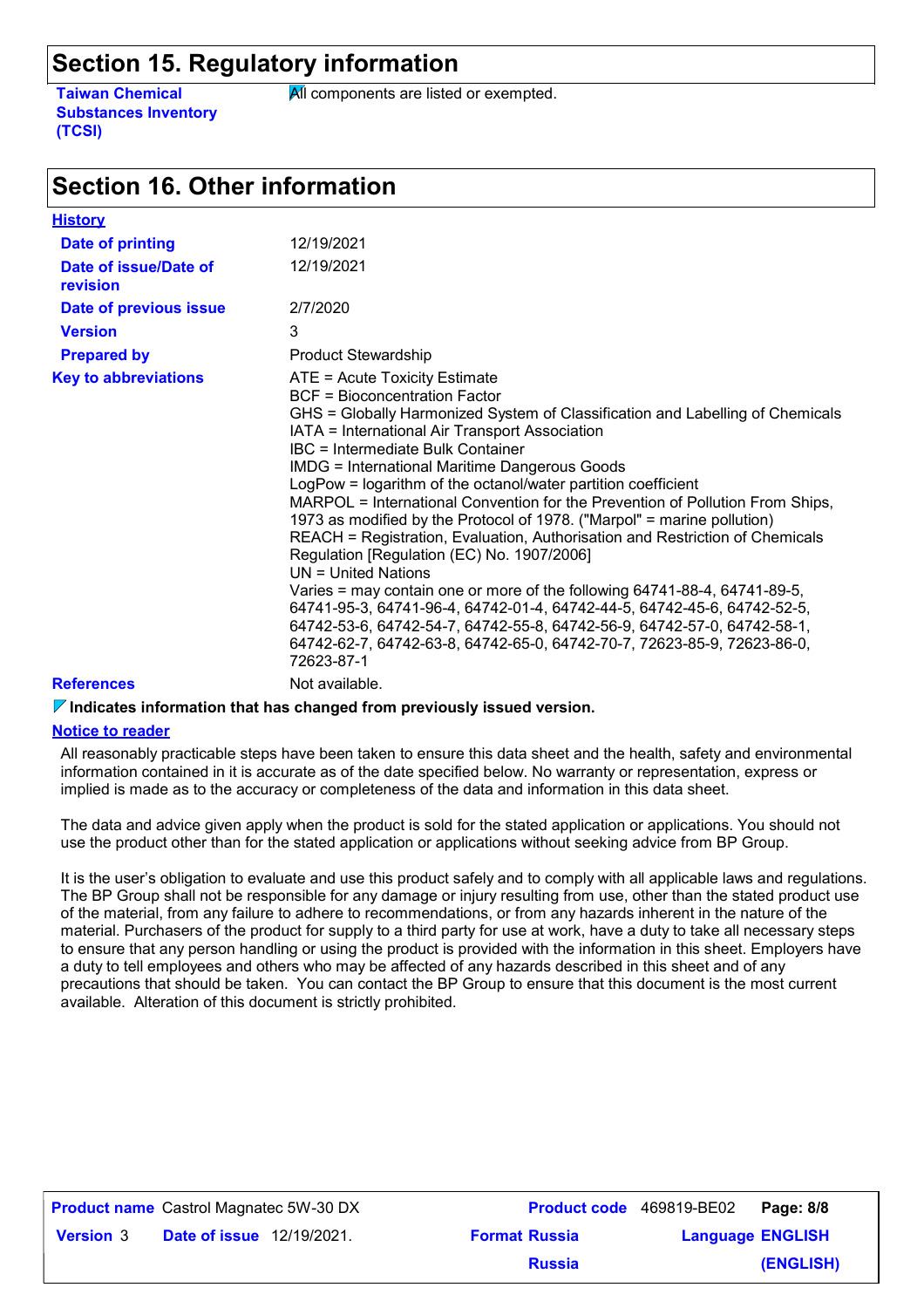## Section 15. Regulatory information

| | |
|---|---|
| **Taiwan Chemical Substances Inventory (TCSI)** | All components are listed or exempted. |

## Section 16. Other information

**History**

| | |
|---|---|
| **Date of printing** | 12/19/2021 |
| **Date of issue/Date of revision** | 12/19/2021 |
| **Date of previous issue** | 2/7/2020 |
| **Version** | 3 |
| **Prepared by** | Product Stewardship |

**Key to abbreviations**

ATE = Acute Toxicity Estimate
BCF = Bioconcentration Factor
GHS = Globally Harmonized System of Classification and Labelling of Chemicals
IATA = International Air Transport Association
IBC = Intermediate Bulk Container
IMDG = International Maritime Dangerous Goods
LogPow = logarithm of the octanol/water partition coefficient
MARPOL = International Convention for the Prevention of Pollution From Ships, 1973 as modified by the Protocol of 1978. ("Marpol" = marine pollution)
REACH = Registration, Evaluation, Authorisation and Restriction of Chemicals Regulation [Regulation (EC) No. 1907/2006]
UN = United Nations
Varies = may contain one or more of the following 64741-88-4, 64741-89-5, 64741-95-3, 64741-96-4, 64742-01-4, 64742-44-5, 64742-45-6, 64742-52-5, 64742-53-6, 64742-54-7, 64742-55-8, 64742-56-9, 64742-57-0, 64742-58-1, 64742-62-7, 64742-63-8, 64742-65-0, 64742-70-7, 72623-85-9, 72623-86-0, 72623-87-1

**References** Not available.

**Indicates information that has changed from previously issued version.**

**Notice to reader**

All reasonably practicable steps have been taken to ensure this data sheet and the health, safety and environmental information contained in it is accurate as of the date specified below. No warranty or representation, express or implied is made as to the accuracy or completeness of the data and information in this data sheet.

The data and advice given apply when the product is sold for the stated application or applications. You should not use the product other than for the stated application or applications without seeking advice from BP Group.

It is the user's obligation to evaluate and use this product safely and to comply with all applicable laws and regulations. The BP Group shall not be responsible for any damage or injury resulting from use, other than the stated product use of the material, from any failure to adhere to recommendations, or from any hazards inherent in the nature of the material. Purchasers of the product for supply to a third party for use at work, have a duty to take all necessary steps to ensure that any person handling or using the product is provided with the information in this sheet. Employers have a duty to tell employees and others who may be affected of any hazards described in this sheet and of any precautions that should be taken. You can contact the BP Group to ensure that this document is the most current available. Alteration of this document is strictly prohibited.